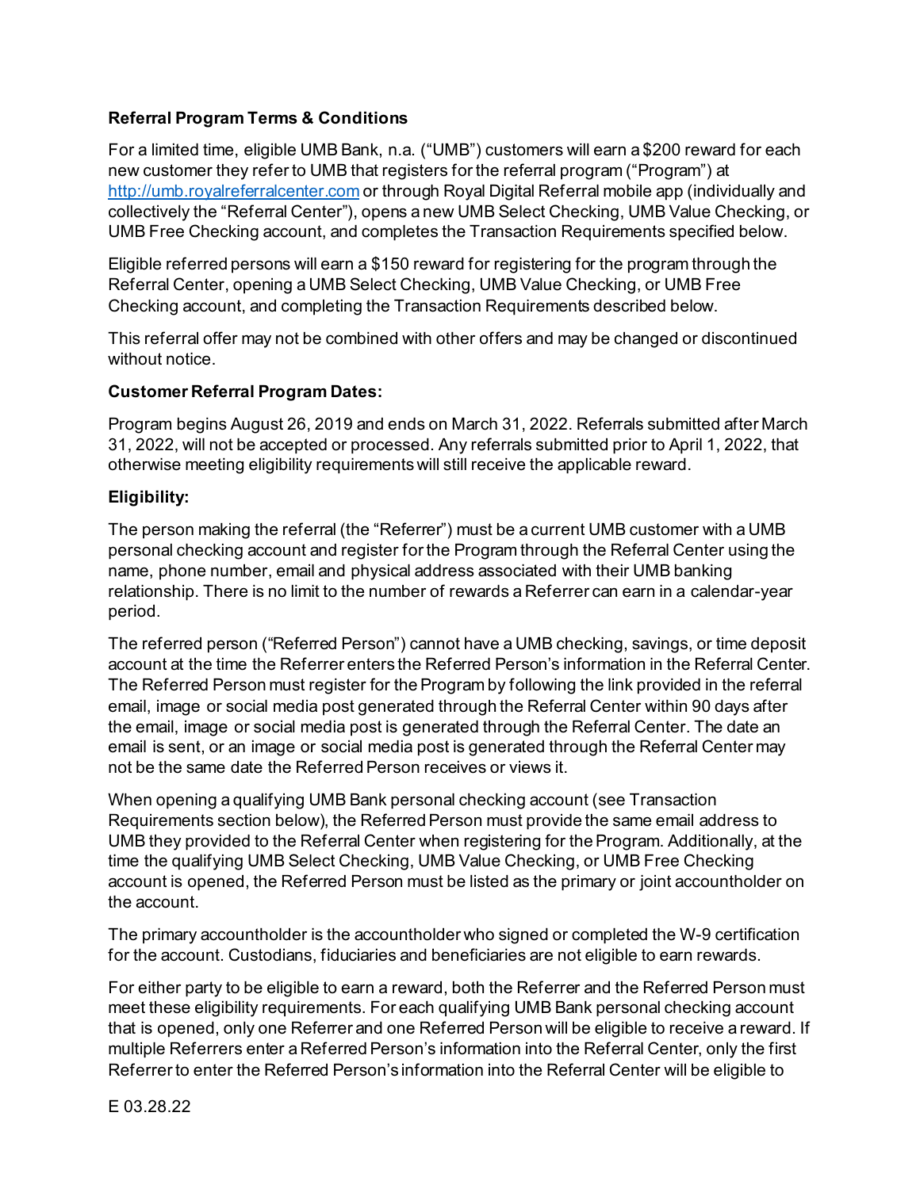**Referral Program Terms & Conditions**

For a limited time, eligible UMB Bank, n.a. ("UMB") customers will earn a $200 reward for each new customer they refer to UMB that registers for the referral program ("Program") at [http://umb.royalreferralcenter.com](http://umb.royalreferralcenter.com) or through Royal Digital Referral mobile app (individually and collectively the "Referral Center"), opens a new UMB Select Checking, UMB Value Checking, or UMB Free Checking account, and completes the Transaction Requirements specified below.

Eligible referred persons will earn a $150 reward for registering for the program through the Referral Center, opening a UMB Select Checking, UMB Value Checking, or UMB Free Checking account, and completing the Transaction Requirements described below.

This referral offer may not be combined with other offers and may be changed or discontinued without notice.

**Customer Referral Program Dates:**

Program begins August 26, 2019 and ends on March 31, 2022. Referrals submitted after March 31, 2022, will not be accepted or processed. Any referrals submitted prior to April 1, 2022, that otherwise meeting eligibility requirements will still receive the applicable reward.

**Eligibility:**

The person making the referral (the "Referrer") must be a current UMB customer with a UMB personal checking account and register for the Program through the Referral Center using the name, phone number, email and physical address associated with their UMB banking relationship. There is no limit to the number of rewards a Referrer can earn in a calendar-year period.

The referred person ("Referred Person") cannot have a UMB checking, savings, or time deposit account at the time the Referrer enters the Referred Person's information in the Referral Center. The Referred Person must register for the Program by following the link provided in the referral email, image or social media post generated through the Referral Center within 90 days after the email, image or social media post is generated through the Referral Center. The date an email is sent, or an image or social media post is generated through the Referral Center may not be the same date the Referred Person receives or views it.

When opening a qualifying UMB Bank personal checking account (see Transaction Requirements section below), the Referred Person must provide the same email address to UMB they provided to the Referral Center when registering for the Program. Additionally, at the time the qualifying UMB Select Checking, UMB Value Checking, or UMB Free Checking account is opened, the Referred Person must be listed as the primary or joint accountholder on the account.

The primary accountholder is the accountholder who signed or completed the W-9 certification for the account. Custodians, fiduciaries and beneficiaries are not eligible to earn rewards.

For either party to be eligible to earn a reward, both the Referrer and the Referred Person must meet these eligibility requirements. For each qualifying UMB Bank personal checking account that is opened, only one Referrer and one Referred Person will be eligible to receive a reward. If multiple Referrers enter a Referred Person's information into the Referral Center, only the first Referrer to enter the Referred Person's information into the Referral Center will be eligible to

E 03.28.22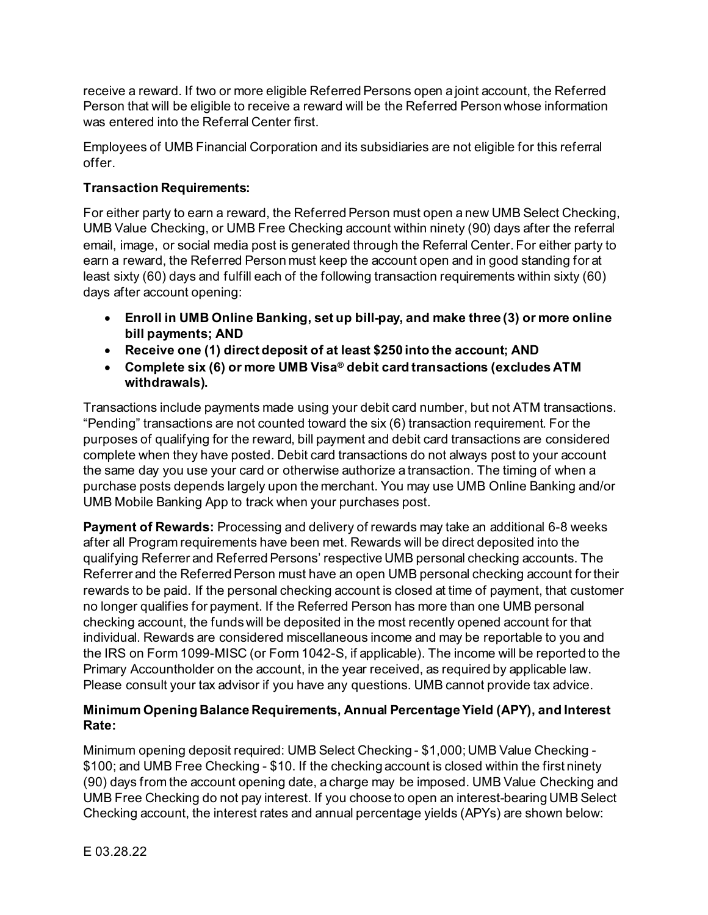receive a reward. If two or more eligible Referred Persons open a joint account, the Referred Person that will be eligible to receive a reward will be the Referred Person whose information was entered into the Referral Center first.

Employees of UMB Financial Corporation and its subsidiaries are not eligible for this referral offer.

**Transaction Requirements:**

For either party to earn a reward, the Referred Person must open a new UMB Select Checking, UMB Value Checking, or UMB Free Checking account within ninety (90) days after the referral email, image, or social media post is generated through the Referral Center. For either party to earn a reward, the Referred Person must keep the account open and in good standing for at least sixty (60) days and fulfill each of the following transaction requirements within sixty (60) days after account opening:

- **Enroll in UMB Online Banking, set up bill-pay, and make three (3) or more online bill payments; AND**
- **Receive one (1) direct deposit of at least $250 into the account; AND**
- **Complete six (6) or more UMB Visa® debit card transactions (excludes ATM withdrawals).**

Transactions include payments made using your debit card number, but not ATM transactions. "Pending" transactions are not counted toward the six (6) transaction requirement. For the purposes of qualifying for the reward, bill payment and debit card transactions are considered complete when they have posted. Debit card transactions do not always post to your account the same day you use your card or otherwise authorize a transaction. The timing of when a purchase posts depends largely upon the merchant. You may use UMB Online Banking and/or UMB Mobile Banking App to track when your purchases post.

**Payment of Rewards:** Processing and delivery of rewards may take an additional 6-8 weeks after all Program requirements have been met. Rewards will be direct deposited into the qualifying Referrer and Referred Persons' respective UMB personal checking accounts. The Referrer and the Referred Person must have an open UMB personal checking account for their rewards to be paid. If the personal checking account is closed at time of payment, that customer no longer qualifies for payment. If the Referred Person has more than one UMB personal checking account, the funds will be deposited in the most recently opened account for that individual. Rewards are considered miscellaneous income and may be reportable to you and the IRS on Form 1099-MISC (or Form 1042-S, if applicable). The income will be reported to the Primary Accountholder on the account, in the year received, as required by applicable law. Please consult your tax advisor if you have any questions. UMB cannot provide tax advice.

**Minimum Opening Balance Requirements, Annual Percentage Yield (APY), and Interest Rate:**

Minimum opening deposit required: UMB Select Checking - $1,000; UMB Value Checking - $100; and UMB Free Checking - $10. If the checking account is closed within the first ninety (90) days from the account opening date, a charge may be imposed. UMB Value Checking and UMB Free Checking do not pay interest. If you choose to open an interest-bearing UMB Select Checking account, the interest rates and annual percentage yields (APYs) are shown below:

E 03.28.22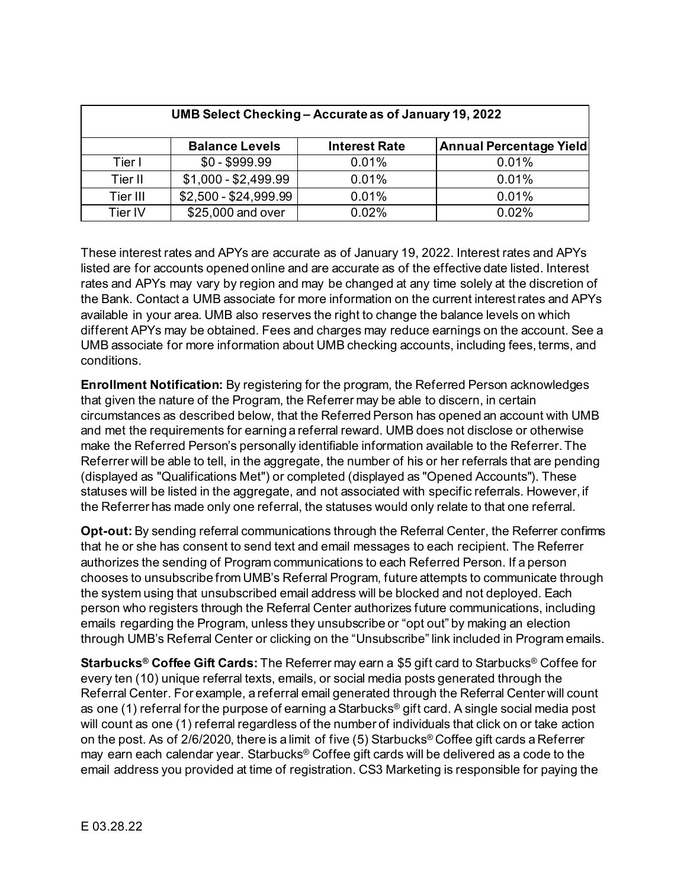| UMB Select Checking – Accurate as of January 19, 2022 | | | |
|---|---|---|---|
| | **Balance Levels** | **Interest Rate** | **Annual Percentage Yield** |
| Tier I | $0 - $999.99 | 0.01% | 0.01% |
| Tier II | $1,000 - $2,499.99 | 0.01% | 0.01% |
| Tier III | $2,500 - $24,999.99 | 0.01% | 0.01% |
| Tier IV | $25,000 and over | 0.02% | 0.02% |

These interest rates and APYs are accurate as of January 19, 2022. Interest rates and APYs listed are for accounts opened online and are accurate as of the effective date listed. Interest rates and APYs may vary by region and may be changed at any time solely at the discretion of the Bank. Contact a UMB associate for more information on the current interest rates and APYs available in your area. UMB also reserves the right to change the balance levels on which different APYs may be obtained. Fees and charges may reduce earnings on the account. See a UMB associate for more information about UMB checking accounts, including fees, terms, and conditions.

**Enrollment Notification:** By registering for the program, the Referred Person acknowledges that given the nature of the Program, the Referrer may be able to discern, in certain circumstances as described below, that the Referred Person has opened an account with UMB and met the requirements for earning a referral reward. UMB does not disclose or otherwise make the Referred Person's personally identifiable information available to the Referrer. The Referrer will be able to tell, in the aggregate, the number of his or her referrals that are pending (displayed as "Qualifications Met") or completed (displayed as "Opened Accounts"). These statuses will be listed in the aggregate, and not associated with specific referrals. However, if the Referrer has made only one referral, the statuses would only relate to that one referral.

**Opt-out:** By sending referral communications through the Referral Center, the Referrer confirms that he or she has consent to send text and email messages to each recipient. The Referrer authorizes the sending of Program communications to each Referred Person. If a person chooses to unsubscribe from UMB's Referral Program, future attempts to communicate through the system using that unsubscribed email address will be blocked and not deployed. Each person who registers through the Referral Center authorizes future communications, including emails regarding the Program, unless they unsubscribe or "opt out" by making an election through UMB's Referral Center or clicking on the "Unsubscribe" link included in Program emails.

**Starbucks® Coffee Gift Cards:** The Referrer may earn a $5 gift card to Starbucks® Coffee for every ten (10) unique referral texts, emails, or social media posts generated through the Referral Center. For example, a referral email generated through the Referral Center will count as one (1) referral for the purpose of earning a Starbucks® gift card. A single social media post will count as one (1) referral regardless of the number of individuals that click on or take action on the post. As of 2/6/2020, there is a limit of five (5) Starbucks® Coffee gift cards a Referrer may earn each calendar year. Starbucks® Coffee gift cards will be delivered as a code to the email address you provided at time of registration. CS3 Marketing is responsible for paying the

E 03.28.22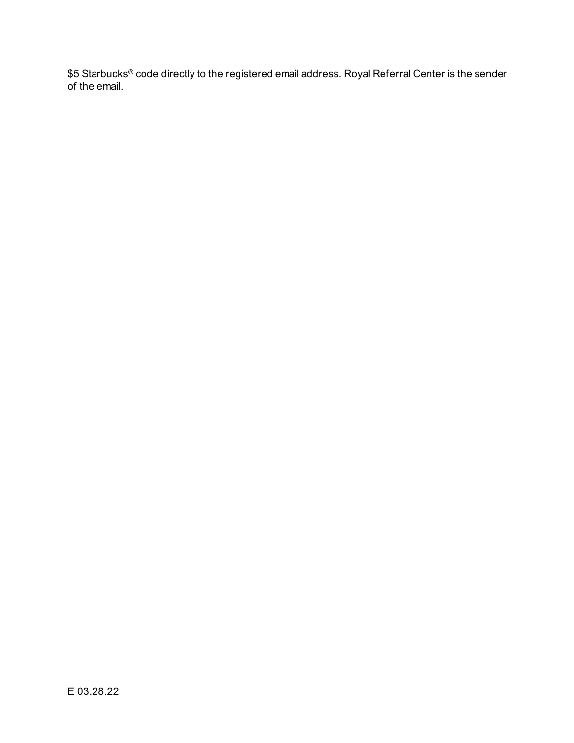$5 Starbucks® code directly to the registered email address. Royal Referral Center is the sender of the email.